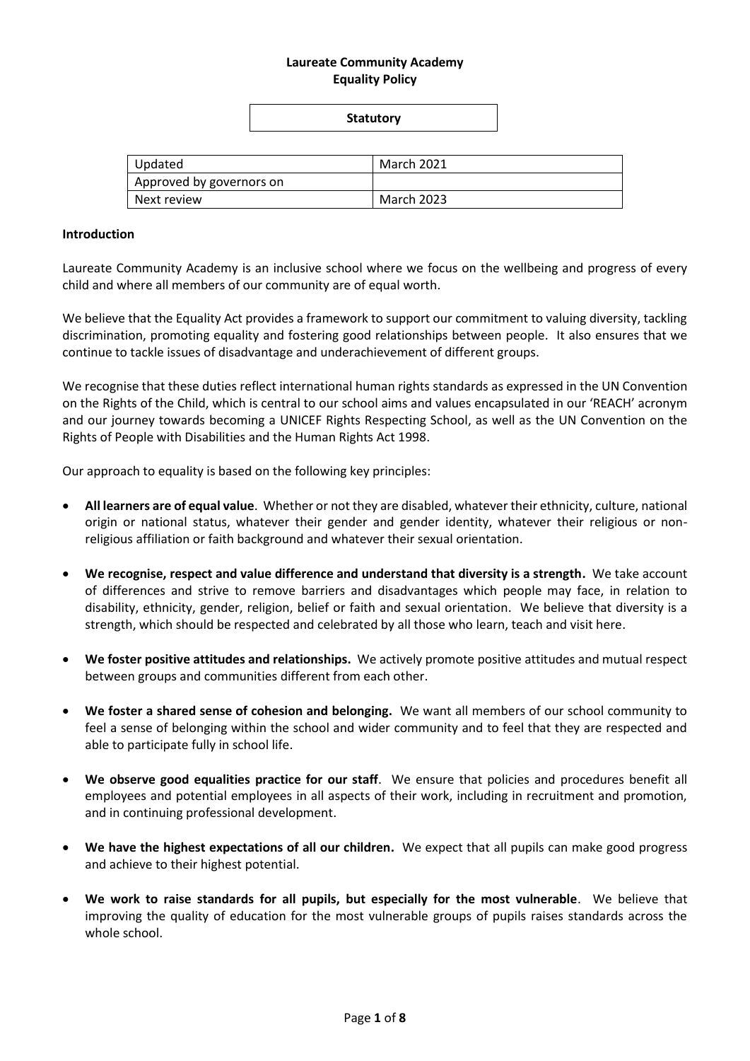**Laureate Community Academy**
**Equality Policy**

**Statutory**

| Updated | March 2021 |
|---|---|
| Approved by governors on | |
| Next review | March 2023 |

**Introduction**

Laureate Community Academy is an inclusive school where we focus on the wellbeing and progress of every child and where all members of our community are of equal worth.

We believe that the Equality Act provides a framework to support our commitment to valuing diversity, tackling discrimination, promoting equality and fostering good relationships between people. It also ensures that we continue to tackle issues of disadvantage and underachievement of different groups.

We recognise that these duties reflect international human rights standards as expressed in the UN Convention on the Rights of the Child, which is central to our school aims and values encapsulated in our 'REACH' acronym and our journey towards becoming a UNICEF Rights Respecting School, as well as the UN Convention on the Rights of People with Disabilities and the Human Rights Act 1998.

Our approach to equality is based on the following key principles:

- **All learners are of equal value**. Whether or not they are disabled, whatever their ethnicity, culture, national origin or national status, whatever their gender and gender identity, whatever their religious or non-religious affiliation or faith background and whatever their sexual orientation.
- **We recognise, respect and value difference and understand that diversity is a strength.** We take account of differences and strive to remove barriers and disadvantages which people may face, in relation to disability, ethnicity, gender, religion, belief or faith and sexual orientation. We believe that diversity is a strength, which should be respected and celebrated by all those who learn, teach and visit here.
- **We foster positive attitudes and relationships.** We actively promote positive attitudes and mutual respect between groups and communities different from each other.
- **We foster a shared sense of cohesion and belonging.** We want all members of our school community to feel a sense of belonging within the school and wider community and to feel that they are respected and able to participate fully in school life.
- **We observe good equalities practice for our staff**. We ensure that policies and procedures benefit all employees and potential employees in all aspects of their work, including in recruitment and promotion, and in continuing professional development.
- **We have the highest expectations of all our children.** We expect that all pupils can make good progress and achieve to their highest potential.
- **We work to raise standards for all pupils, but especially for the most vulnerable**. We believe that improving the quality of education for the most vulnerable groups of pupils raises standards across the whole school.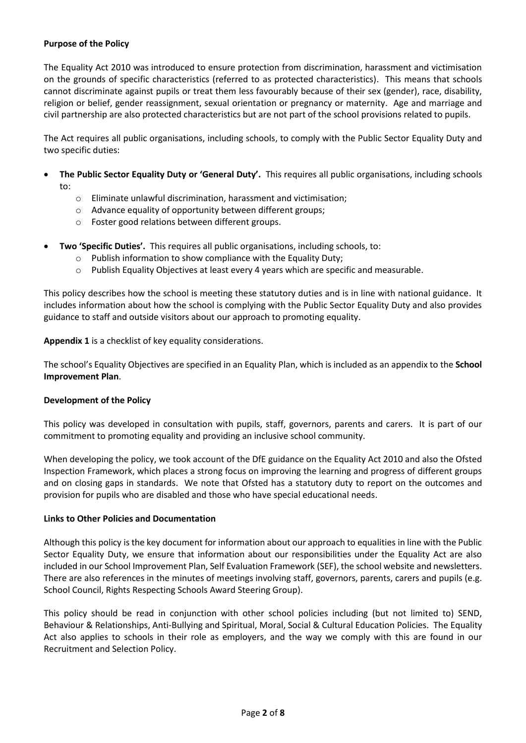**Purpose of the Policy**

The Equality Act 2010 was introduced to ensure protection from discrimination, harassment and victimisation on the grounds of specific characteristics (referred to as protected characteristics). This means that schools cannot discriminate against pupils or treat them less favourably because of their sex (gender), race, disability, religion or belief, gender reassignment, sexual orientation or pregnancy or maternity. Age and marriage and civil partnership are also protected characteristics but are not part of the school provisions related to pupils.

The Act requires all public organisations, including schools, to comply with the Public Sector Equality Duty and two specific duties:

- **The Public Sector Equality Duty or 'General Duty'.** This requires all public organisations, including schools to:
    - Eliminate unlawful discrimination, harassment and victimisation;
    - Advance equality of opportunity between different groups;
    - Foster good relations between different groups.
- **Two 'Specific Duties'.** This requires all public organisations, including schools, to:
    - Publish information to show compliance with the Equality Duty;
    - Publish Equality Objectives at least every 4 years which are specific and measurable.

This policy describes how the school is meeting these statutory duties and is in line with national guidance. It includes information about how the school is complying with the Public Sector Equality Duty and also provides guidance to staff and outside visitors about our approach to promoting equality.

**Appendix 1** is a checklist of key equality considerations.

The school's Equality Objectives are specified in an Equality Plan, which is included as an appendix to the **School Improvement Plan**.

**Development of the Policy**

This policy was developed in consultation with pupils, staff, governors, parents and carers. It is part of our commitment to promoting equality and providing an inclusive school community.

When developing the policy, we took account of the DfE guidance on the Equality Act 2010 and also the Ofsted Inspection Framework, which places a strong focus on improving the learning and progress of different groups and on closing gaps in standards. We note that Ofsted has a statutory duty to report on the outcomes and provision for pupils who are disabled and those who have special educational needs.

**Links to Other Policies and Documentation**

Although this policy is the key document for information about our approach to equalities in line with the Public Sector Equality Duty, we ensure that information about our responsibilities under the Equality Act are also included in our School Improvement Plan, Self Evaluation Framework (SEF), the school website and newsletters. There are also references in the minutes of meetings involving staff, governors, parents, carers and pupils (e.g. School Council, Rights Respecting Schools Award Steering Group).

This policy should be read in conjunction with other school policies including (but not limited to) SEND, Behaviour & Relationships, Anti-Bullying and Spiritual, Moral, Social & Cultural Education Policies. The Equality Act also applies to schools in their role as employers, and the way we comply with this are found in our Recruitment and Selection Policy.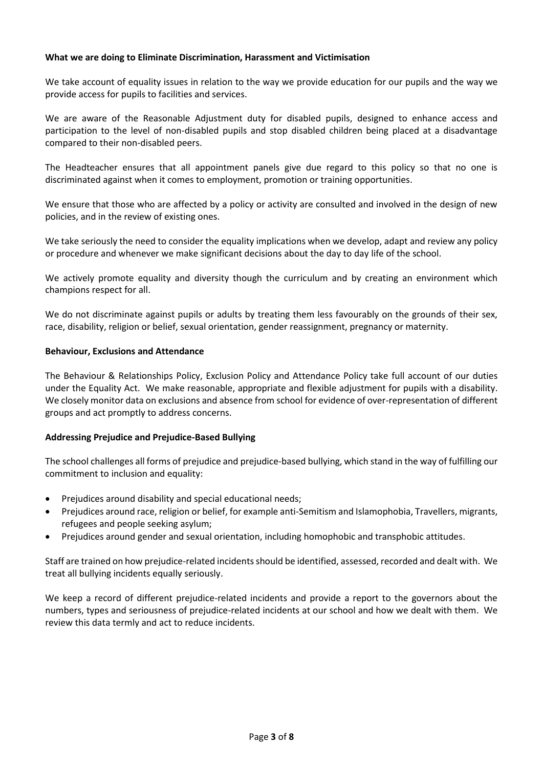**What we are doing to Eliminate Discrimination, Harassment and Victimisation**

We take account of equality issues in relation to the way we provide education for our pupils and the way we provide access for pupils to facilities and services.

We are aware of the Reasonable Adjustment duty for disabled pupils, designed to enhance access and participation to the level of non-disabled pupils and stop disabled children being placed at a disadvantage compared to their non-disabled peers.

The Headteacher ensures that all appointment panels give due regard to this policy so that no one is discriminated against when it comes to employment, promotion or training opportunities.

We ensure that those who are affected by a policy or activity are consulted and involved in the design of new policies, and in the review of existing ones.

We take seriously the need to consider the equality implications when we develop, adapt and review any policy or procedure and whenever we make significant decisions about the day to day life of the school.

We actively promote equality and diversity though the curriculum and by creating an environment which champions respect for all.

We do not discriminate against pupils or adults by treating them less favourably on the grounds of their sex, race, disability, religion or belief, sexual orientation, gender reassignment, pregnancy or maternity.

**Behaviour, Exclusions and Attendance**

The Behaviour & Relationships Policy, Exclusion Policy and Attendance Policy take full account of our duties under the Equality Act. We make reasonable, appropriate and flexible adjustment for pupils with a disability. We closely monitor data on exclusions and absence from school for evidence of over-representation of different groups and act promptly to address concerns.

**Addressing Prejudice and Prejudice-Based Bullying**

The school challenges all forms of prejudice and prejudice-based bullying, which stand in the way of fulfilling our commitment to inclusion and equality:

- Prejudices around disability and special educational needs;
- Prejudices around race, religion or belief, for example anti-Semitism and Islamophobia, Travellers, migrants, refugees and people seeking asylum;
- Prejudices around gender and sexual orientation, including homophobic and transphobic attitudes.

Staff are trained on how prejudice-related incidents should be identified, assessed, recorded and dealt with. We treat all bullying incidents equally seriously.

We keep a record of different prejudice-related incidents and provide a report to the governors about the numbers, types and seriousness of prejudice-related incidents at our school and how we dealt with them. We review this data termly and act to reduce incidents.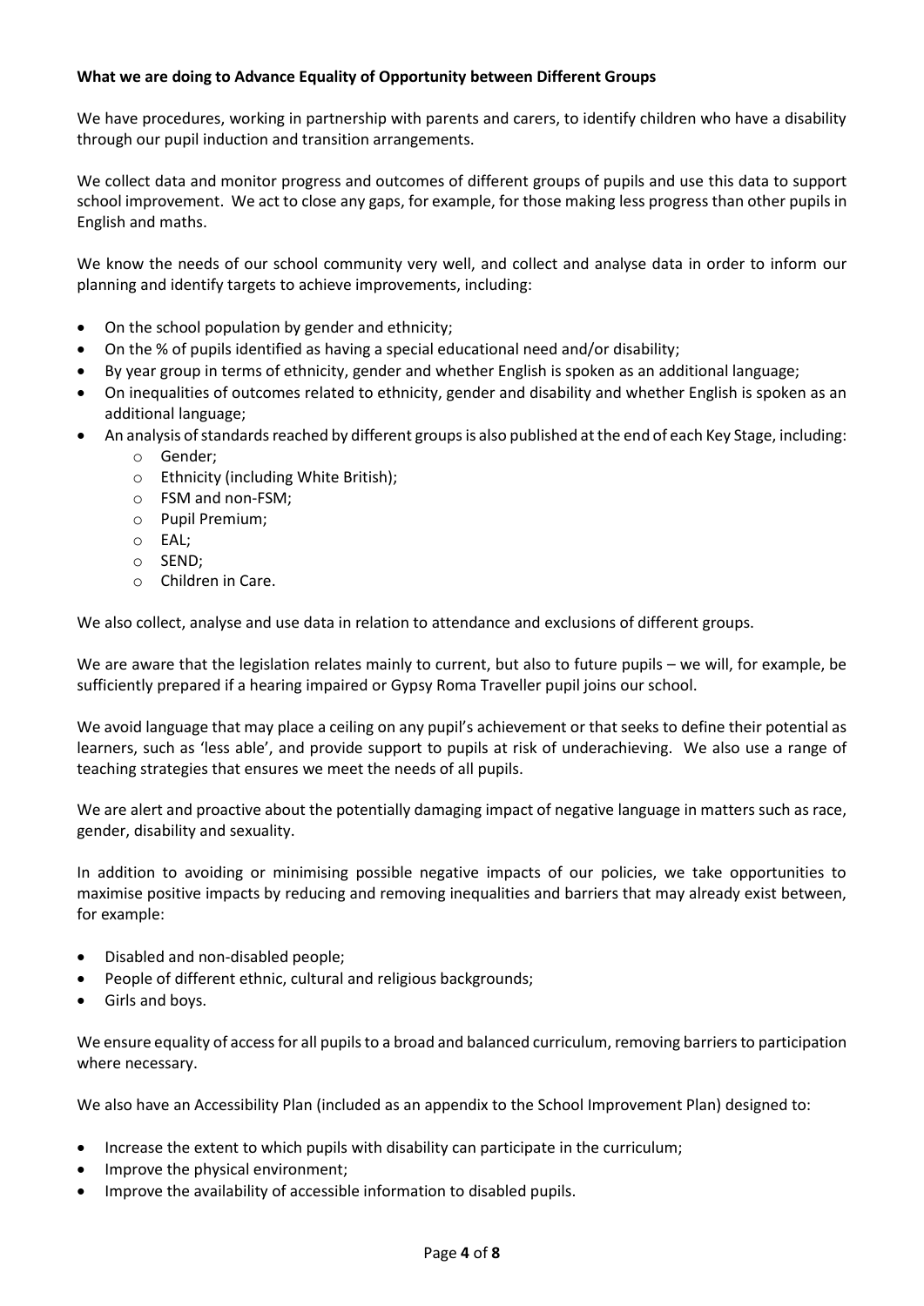**What we are doing to Advance Equality of Opportunity between Different Groups**

We have procedures, working in partnership with parents and carers, to identify children who have a disability through our pupil induction and transition arrangements.

We collect data and monitor progress and outcomes of different groups of pupils and use this data to support school improvement. We act to close any gaps, for example, for those making less progress than other pupils in English and maths.

We know the needs of our school community very well, and collect and analyse data in order to inform our planning and identify targets to achieve improvements, including:

- On the school population by gender and ethnicity;
- On the % of pupils identified as having a special educational need and/or disability;
- By year group in terms of ethnicity, gender and whether English is spoken as an additional language;
- On inequalities of outcomes related to ethnicity, gender and disability and whether English is spoken as an additional language;
- An analysis of standards reached by different groups is also published at the end of each Key Stage, including:
    - Gender;
    - Ethnicity (including White British);
    - FSM and non-FSM;
    - Pupil Premium;
    - EAL;
    - SEND;
    - Children in Care.

We also collect, analyse and use data in relation to attendance and exclusions of different groups.

We are aware that the legislation relates mainly to current, but also to future pupils – we will, for example, be sufficiently prepared if a hearing impaired or Gypsy Roma Traveller pupil joins our school.

We avoid language that may place a ceiling on any pupil's achievement or that seeks to define their potential as learners, such as 'less able', and provide support to pupils at risk of underachieving. We also use a range of teaching strategies that ensures we meet the needs of all pupils.

We are alert and proactive about the potentially damaging impact of negative language in matters such as race, gender, disability and sexuality.

In addition to avoiding or minimising possible negative impacts of our policies, we take opportunities to maximise positive impacts by reducing and removing inequalities and barriers that may already exist between, for example:

- Disabled and non-disabled people;
- People of different ethnic, cultural and religious backgrounds;
- Girls and boys.

We ensure equality of access for all pupils to a broad and balanced curriculum, removing barriers to participation where necessary.

We also have an Accessibility Plan (included as an appendix to the School Improvement Plan) designed to:

- Increase the extent to which pupils with disability can participate in the curriculum;
- Improve the physical environment;
- Improve the availability of accessible information to disabled pupils.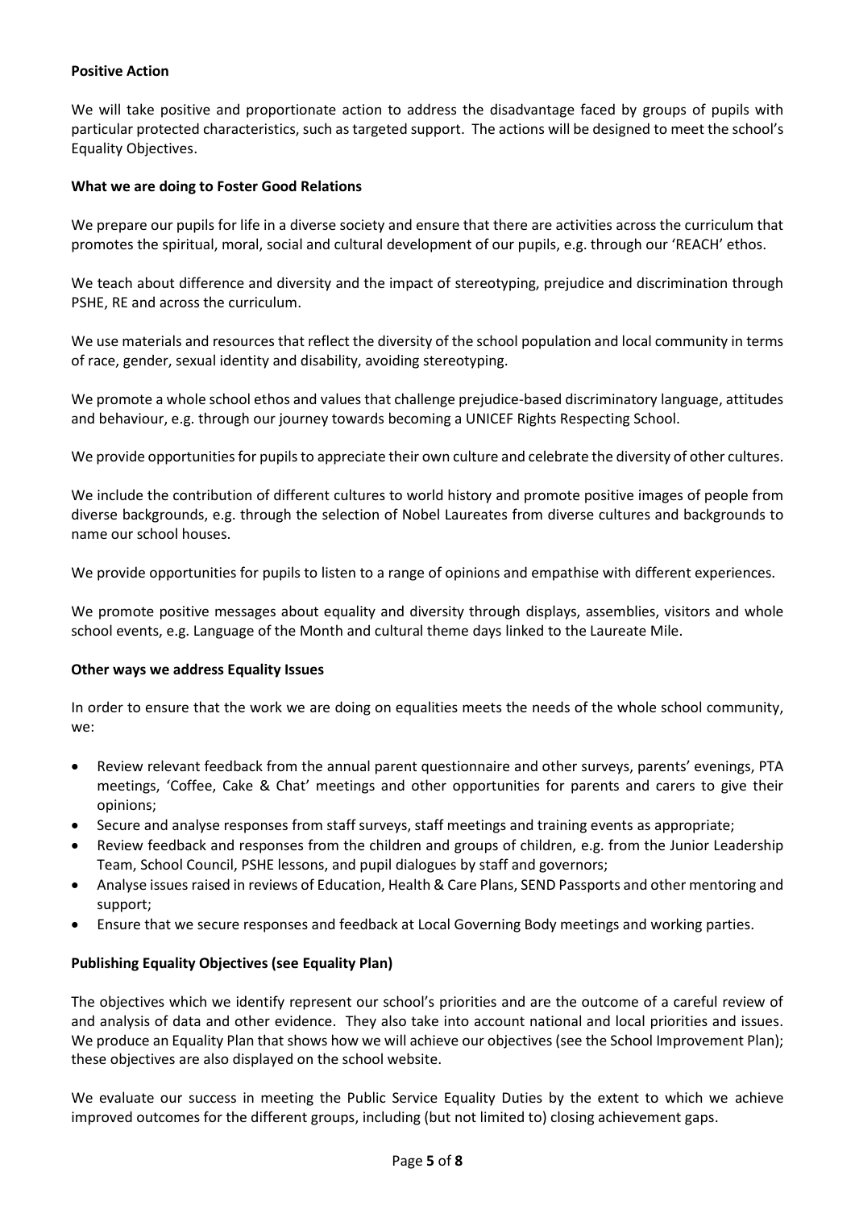**Positive Action**

We will take positive and proportionate action to address the disadvantage faced by groups of pupils with particular protected characteristics, such as targeted support. The actions will be designed to meet the school's Equality Objectives.

**What we are doing to Foster Good Relations**

We prepare our pupils for life in a diverse society and ensure that there are activities across the curriculum that promotes the spiritual, moral, social and cultural development of our pupils, e.g. through our 'REACH' ethos.

We teach about difference and diversity and the impact of stereotyping, prejudice and discrimination through PSHE, RE and across the curriculum.

We use materials and resources that reflect the diversity of the school population and local community in terms of race, gender, sexual identity and disability, avoiding stereotyping.

We promote a whole school ethos and values that challenge prejudice-based discriminatory language, attitudes and behaviour, e.g. through our journey towards becoming a UNICEF Rights Respecting School.

We provide opportunities for pupils to appreciate their own culture and celebrate the diversity of other cultures.

We include the contribution of different cultures to world history and promote positive images of people from diverse backgrounds, e.g. through the selection of Nobel Laureates from diverse cultures and backgrounds to name our school houses.

We provide opportunities for pupils to listen to a range of opinions and empathise with different experiences.

We promote positive messages about equality and diversity through displays, assemblies, visitors and whole school events, e.g. Language of the Month and cultural theme days linked to the Laureate Mile.

**Other ways we address Equality Issues**

In order to ensure that the work we are doing on equalities meets the needs of the whole school community, we:

- Review relevant feedback from the annual parent questionnaire and other surveys, parents' evenings, PTA meetings, 'Coffee, Cake & Chat' meetings and other opportunities for parents and carers to give their opinions;
- Secure and analyse responses from staff surveys, staff meetings and training events as appropriate;
- Review feedback and responses from the children and groups of children, e.g. from the Junior Leadership Team, School Council, PSHE lessons, and pupil dialogues by staff and governors;
- Analyse issues raised in reviews of Education, Health & Care Plans, SEND Passports and other mentoring and support;
- Ensure that we secure responses and feedback at Local Governing Body meetings and working parties.

**Publishing Equality Objectives (see Equality Plan)**

The objectives which we identify represent our school's priorities and are the outcome of a careful review of and analysis of data and other evidence. They also take into account national and local priorities and issues. We produce an Equality Plan that shows how we will achieve our objectives (see the School Improvement Plan); these objectives are also displayed on the school website.

We evaluate our success in meeting the Public Service Equality Duties by the extent to which we achieve improved outcomes for the different groups, including (but not limited to) closing achievement gaps.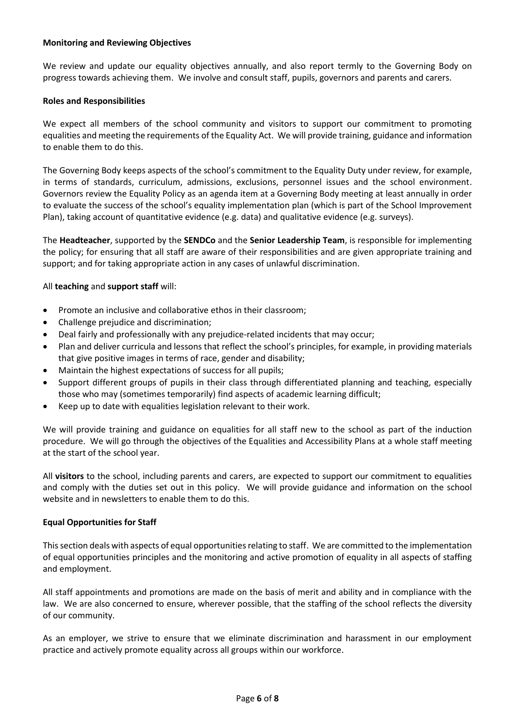**Monitoring and Reviewing Objectives**

We review and update our equality objectives annually, and also report termly to the Governing Body on progress towards achieving them. We involve and consult staff, pupils, governors and parents and carers.

**Roles and Responsibilities**

We expect all members of the school community and visitors to support our commitment to promoting equalities and meeting the requirements of the Equality Act. We will provide training, guidance and information to enable them to do this.

The Governing Body keeps aspects of the school's commitment to the Equality Duty under review, for example, in terms of standards, curriculum, admissions, exclusions, personnel issues and the school environment. Governors review the Equality Policy as an agenda item at a Governing Body meeting at least annually in order to evaluate the success of the school's equality implementation plan (which is part of the School Improvement Plan), taking account of quantitative evidence (e.g. data) and qualitative evidence (e.g. surveys).

The **Headteacher**, supported by the **SENDCo** and the **Senior Leadership Team**, is responsible for implementing the policy; for ensuring that all staff are aware of their responsibilities and are given appropriate training and support; and for taking appropriate action in any cases of unlawful discrimination.

All **teaching** and **support staff** will:

- Promote an inclusive and collaborative ethos in their classroom;
- Challenge prejudice and discrimination;
- Deal fairly and professionally with any prejudice-related incidents that may occur;
- Plan and deliver curricula and lessons that reflect the school's principles, for example, in providing materials that give positive images in terms of race, gender and disability;
- Maintain the highest expectations of success for all pupils;
- Support different groups of pupils in their class through differentiated planning and teaching, especially those who may (sometimes temporarily) find aspects of academic learning difficult;
- Keep up to date with equalities legislation relevant to their work.

We will provide training and guidance on equalities for all staff new to the school as part of the induction procedure. We will go through the objectives of the Equalities and Accessibility Plans at a whole staff meeting at the start of the school year.

All **visitors** to the school, including parents and carers, are expected to support our commitment to equalities and comply with the duties set out in this policy. We will provide guidance and information on the school website and in newsletters to enable them to do this.

**Equal Opportunities for Staff**

This section deals with aspects of equal opportunities relating to staff. We are committed to the implementation of equal opportunities principles and the monitoring and active promotion of equality in all aspects of staffing and employment.

All staff appointments and promotions are made on the basis of merit and ability and in compliance with the law. We are also concerned to ensure, wherever possible, that the staffing of the school reflects the diversity of our community.

As an employer, we strive to ensure that we eliminate discrimination and harassment in our employment practice and actively promote equality across all groups within our workforce.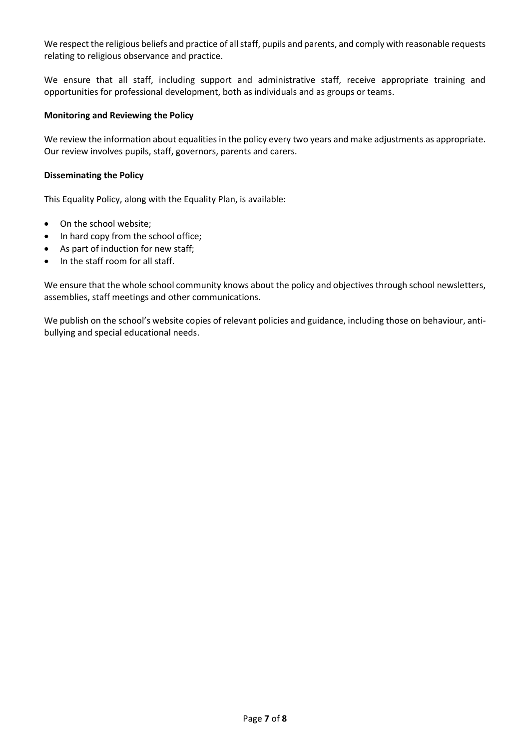We respect the religious beliefs and practice of all staff, pupils and parents, and comply with reasonable requests relating to religious observance and practice.

We ensure that all staff, including support and administrative staff, receive appropriate training and opportunities for professional development, both as individuals and as groups or teams.

**Monitoring and Reviewing the Policy**

We review the information about equalities in the policy every two years and make adjustments as appropriate. Our review involves pupils, staff, governors, parents and carers.

**Disseminating the Policy**

This Equality Policy, along with the Equality Plan, is available:

- On the school website;
- In hard copy from the school office;
- As part of induction for new staff;
- In the staff room for all staff.

We ensure that the whole school community knows about the policy and objectives through school newsletters, assemblies, staff meetings and other communications.

We publish on the school's website copies of relevant policies and guidance, including those on behaviour, anti-bullying and special educational needs.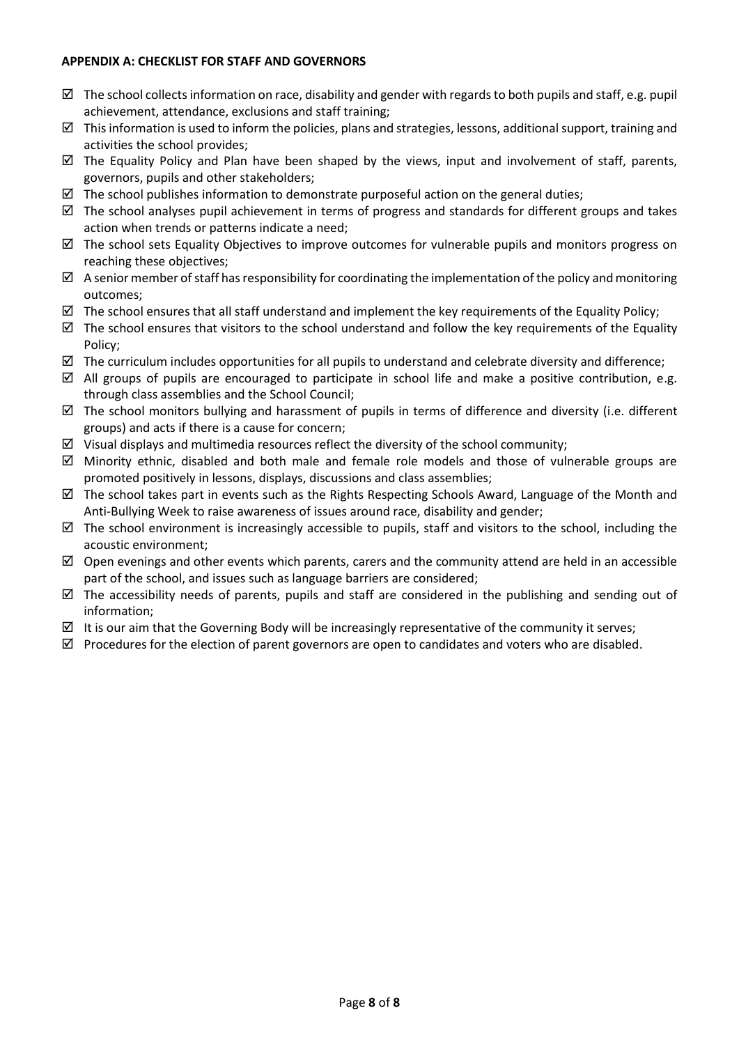**APPENDIX A: CHECKLIST FOR STAFF AND GOVERNORS**

- ☑ The school collects information on race, disability and gender with regards to both pupils and staff, e.g. pupil achievement, attendance, exclusions and staff training;
- ☑ This information is used to inform the policies, plans and strategies, lessons, additional support, training and activities the school provides;
- ☑ The Equality Policy and Plan have been shaped by the views, input and involvement of staff, parents, governors, pupils and other stakeholders;
- ☑ The school publishes information to demonstrate purposeful action on the general duties;
- ☑ The school analyses pupil achievement in terms of progress and standards for different groups and takes action when trends or patterns indicate a need;
- ☑ The school sets Equality Objectives to improve outcomes for vulnerable pupils and monitors progress on reaching these objectives;
- ☑ A senior member of staff has responsibility for coordinating the implementation of the policy and monitoring outcomes;
- ☑ The school ensures that all staff understand and implement the key requirements of the Equality Policy;
- ☑ The school ensures that visitors to the school understand and follow the key requirements of the Equality Policy;
- ☑ The curriculum includes opportunities for all pupils to understand and celebrate diversity and difference;
- ☑ All groups of pupils are encouraged to participate in school life and make a positive contribution, e.g. through class assemblies and the School Council;
- ☑ The school monitors bullying and harassment of pupils in terms of difference and diversity (i.e. different groups) and acts if there is a cause for concern;
- ☑ Visual displays and multimedia resources reflect the diversity of the school community;
- ☑ Minority ethnic, disabled and both male and female role models and those of vulnerable groups are promoted positively in lessons, displays, discussions and class assemblies;
- ☑ The school takes part in events such as the Rights Respecting Schools Award, Language of the Month and Anti-Bullying Week to raise awareness of issues around race, disability and gender;
- ☑ The school environment is increasingly accessible to pupils, staff and visitors to the school, including the acoustic environment;
- ☑ Open evenings and other events which parents, carers and the community attend are held in an accessible part of the school, and issues such as language barriers are considered;
- ☑ The accessibility needs of parents, pupils and staff are considered in the publishing and sending out of information;
- ☑ It is our aim that the Governing Body will be increasingly representative of the community it serves;
- ☑ Procedures for the election of parent governors are open to candidates and voters who are disabled.